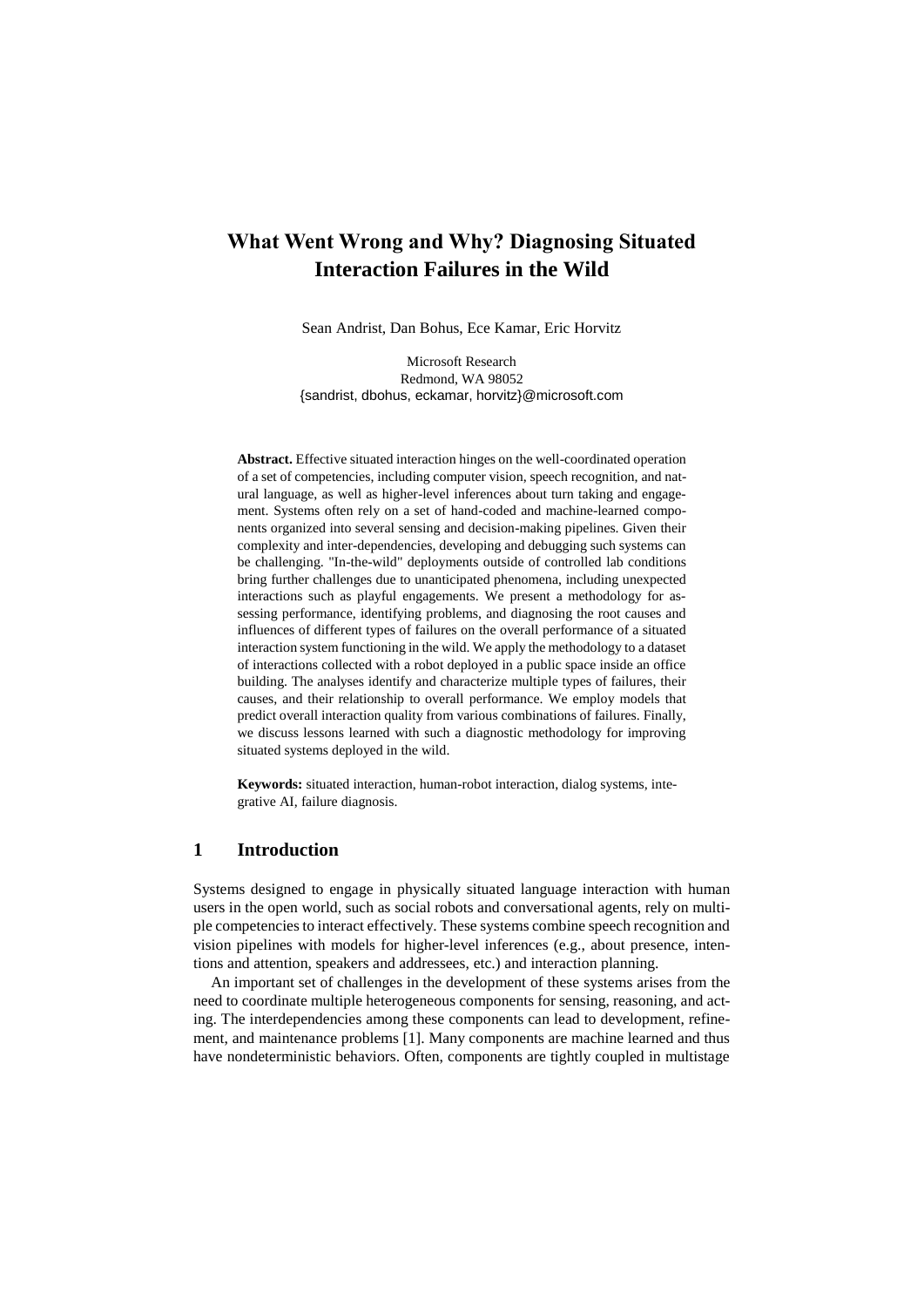# What Went Wrong and Why? Diagnosing Situated Interaction Failures in the Wild

Sean Andrist, Dan Bohus, Ece Kamar, Eric Horvitz

Microsoft Research
Redmond, WA 98052
{sandrist, dbohus, eckamar, horvitz}@microsoft.com

**Abstract.** Effective situated interaction hinges on the well-coordinated operation of a set of competencies, including computer vision, speech recognition, and natural language, as well as higher-level inferences about turn taking and engagement. Systems often rely on a set of hand-coded and machine-learned components organized into several sensing and decision-making pipelines. Given their complexity and inter-dependencies, developing and debugging such systems can be challenging. "In-the-wild" deployments outside of controlled lab conditions bring further challenges due to unanticipated phenomena, including unexpected interactions such as playful engagements. We present a methodology for assessing performance, identifying problems, and diagnosing the root causes and influences of different types of failures on the overall performance of a situated interaction system functioning in the wild. We apply the methodology to a dataset of interactions collected with a robot deployed in a public space inside an office building. The analyses identify and characterize multiple types of failures, their causes, and their relationship to overall performance. We employ models that predict overall interaction quality from various combinations of failures. Finally, we discuss lessons learned with such a diagnostic methodology for improving situated systems deployed in the wild.

**Keywords:** situated interaction, human-robot interaction, dialog systems, integrative AI, failure diagnosis.

## 1 Introduction

Systems designed to engage in physically situated language interaction with human users in the open world, such as social robots and conversational agents, rely on multiple competencies to interact effectively. These systems combine speech recognition and vision pipelines with models for higher-level inferences (e.g., about presence, intentions and attention, speakers and addressees, etc.) and interaction planning.

An important set of challenges in the development of these systems arises from the need to coordinate multiple heterogeneous components for sensing, reasoning, and acting. The interdependencies among these components can lead to development, refinement, and maintenance problems [1]. Many components are machine learned and thus have nondeterministic behaviors. Often, components are tightly coupled in multistage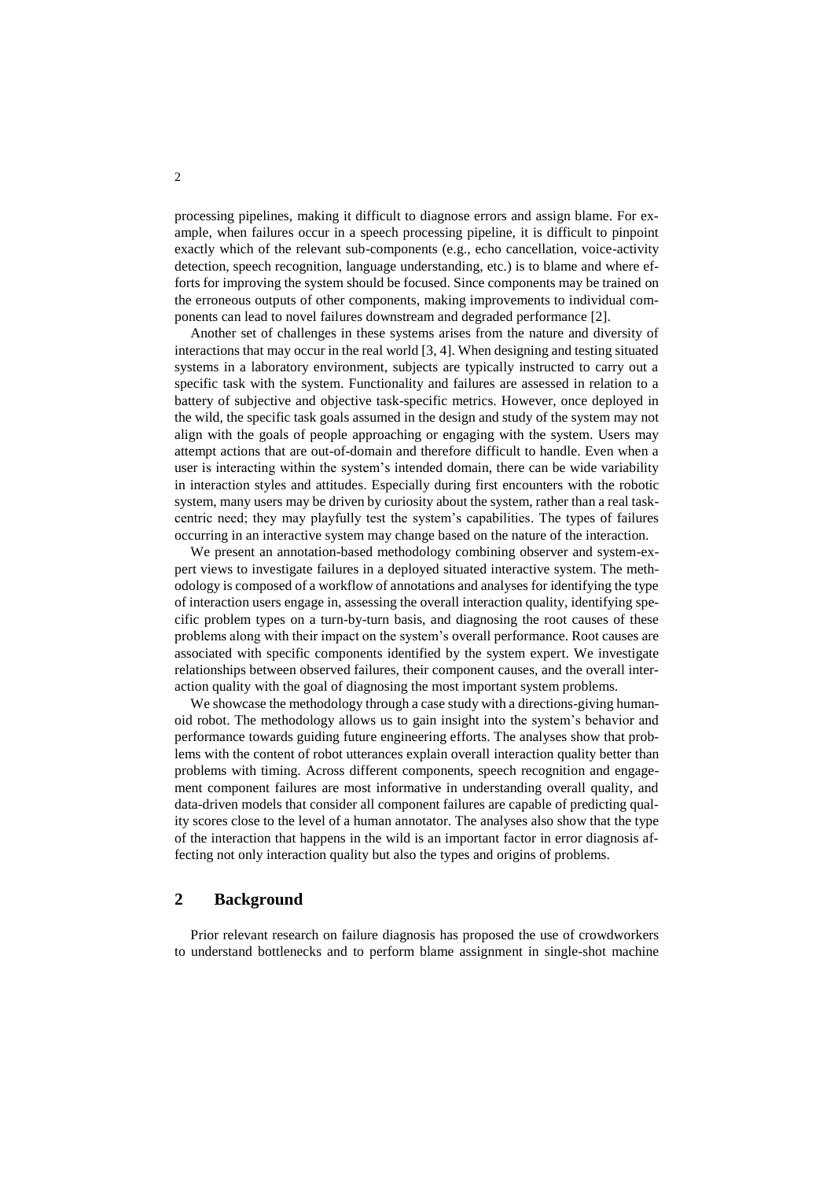processing pipelines, making it difficult to diagnose errors and assign blame. For example, when failures occur in a speech processing pipeline, it is difficult to pinpoint exactly which of the relevant sub-components (e.g., echo cancellation, voice-activity detection, speech recognition, language understanding, etc.) is to blame and where efforts for improving the system should be focused. Since components may be trained on the erroneous outputs of other components, making improvements to individual components can lead to novel failures downstream and degraded performance [2].

Another set of challenges in these systems arises from the nature and diversity of interactions that may occur in the real world [3, 4]. When designing and testing situated systems in a laboratory environment, subjects are typically instructed to carry out a specific task with the system. Functionality and failures are assessed in relation to a battery of subjective and objective task-specific metrics. However, once deployed in the wild, the specific task goals assumed in the design and study of the system may not align with the goals of people approaching or engaging with the system. Users may attempt actions that are out-of-domain and therefore difficult to handle. Even when a user is interacting within the system's intended domain, there can be wide variability in interaction styles and attitudes. Especially during first encounters with the robotic system, many users may be driven by curiosity about the system, rather than a real task-centric need; they may playfully test the system's capabilities. The types of failures occurring in an interactive system may change based on the nature of the interaction.

We present an annotation-based methodology combining observer and system-expert views to investigate failures in a deployed situated interactive system. The methodology is composed of a workflow of annotations and analyses for identifying the type of interaction users engage in, assessing the overall interaction quality, identifying specific problem types on a turn-by-turn basis, and diagnosing the root causes of these problems along with their impact on the system's overall performance. Root causes are associated with specific components identified by the system expert. We investigate relationships between observed failures, their component causes, and the overall interaction quality with the goal of diagnosing the most important system problems.

We showcase the methodology through a case study with a directions-giving humanoid robot. The methodology allows us to gain insight into the system's behavior and performance towards guiding future engineering efforts. The analyses show that problems with the content of robot utterances explain overall interaction quality better than problems with timing. Across different components, speech recognition and engagement component failures are most informative in understanding overall quality, and data-driven models that consider all component failures are capable of predicting quality scores close to the level of a human annotator. The analyses also show that the type of the interaction that happens in the wild is an important factor in error diagnosis affecting not only interaction quality but also the types and origins of problems.

## 2 Background

Prior relevant research on failure diagnosis has proposed the use of crowdworkers to understand bottlenecks and to perform blame assignment in single-shot machine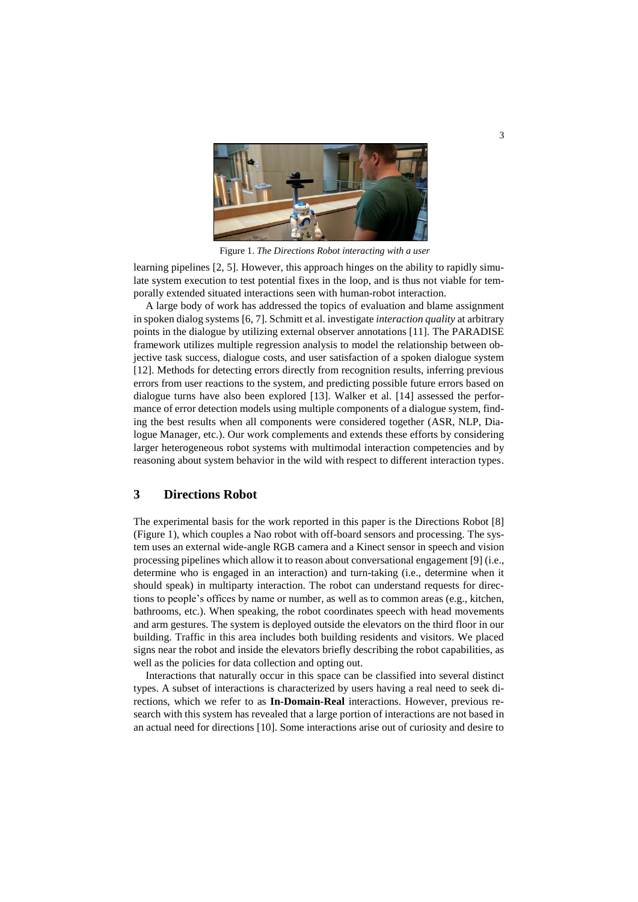Figure 1. *The Directions Robot interacting with a user*

learning pipelines [2, 5]. However, this approach hinges on the ability to rapidly simulate system execution to test potential fixes in the loop, and is thus not viable for temporally extended situated interactions seen with human-robot interaction.

A large body of work has addressed the topics of evaluation and blame assignment in spoken dialog systems [6, 7]. Schmitt et al. investigate *interaction quality* at arbitrary points in the dialogue by utilizing external observer annotations [11]. The PARADISE framework utilizes multiple regression analysis to model the relationship between objective task success, dialogue costs, and user satisfaction of a spoken dialogue system [12]. Methods for detecting errors directly from recognition results, inferring previous errors from user reactions to the system, and predicting possible future errors based on dialogue turns have also been explored [13]. Walker et al. [14] assessed the performance of error detection models using multiple components of a dialogue system, finding the best results when all components were considered together (ASR, NLP, Dialogue Manager, etc.). Our work complements and extends these efforts by considering larger heterogeneous robot systems with multimodal interaction competencies and by reasoning about system behavior in the wild with respect to different interaction types.

## 3 Directions Robot

The experimental basis for the work reported in this paper is the Directions Robot [8] (Figure 1), which couples a Nao robot with off-board sensors and processing. The system uses an external wide-angle RGB camera and a Kinect sensor in speech and vision processing pipelines which allow it to reason about conversational engagement [9] (i.e., determine who is engaged in an interaction) and turn-taking (i.e., determine when it should speak) in multiparty interaction. The robot can understand requests for directions to people's offices by name or number, as well as to common areas (e.g., kitchen, bathrooms, etc.). When speaking, the robot coordinates speech with head movements and arm gestures. The system is deployed outside the elevators on the third floor in our building. Traffic in this area includes both building residents and visitors. We placed signs near the robot and inside the elevators briefly describing the robot capabilities, as well as the policies for data collection and opting out.

Interactions that naturally occur in this space can be classified into several distinct types. A subset of interactions is characterized by users having a real need to seek directions, which we refer to as **In-Domain-Real** interactions. However, previous research with this system has revealed that a large portion of interactions are not based in an actual need for directions [10]. Some interactions arise out of curiosity and desire to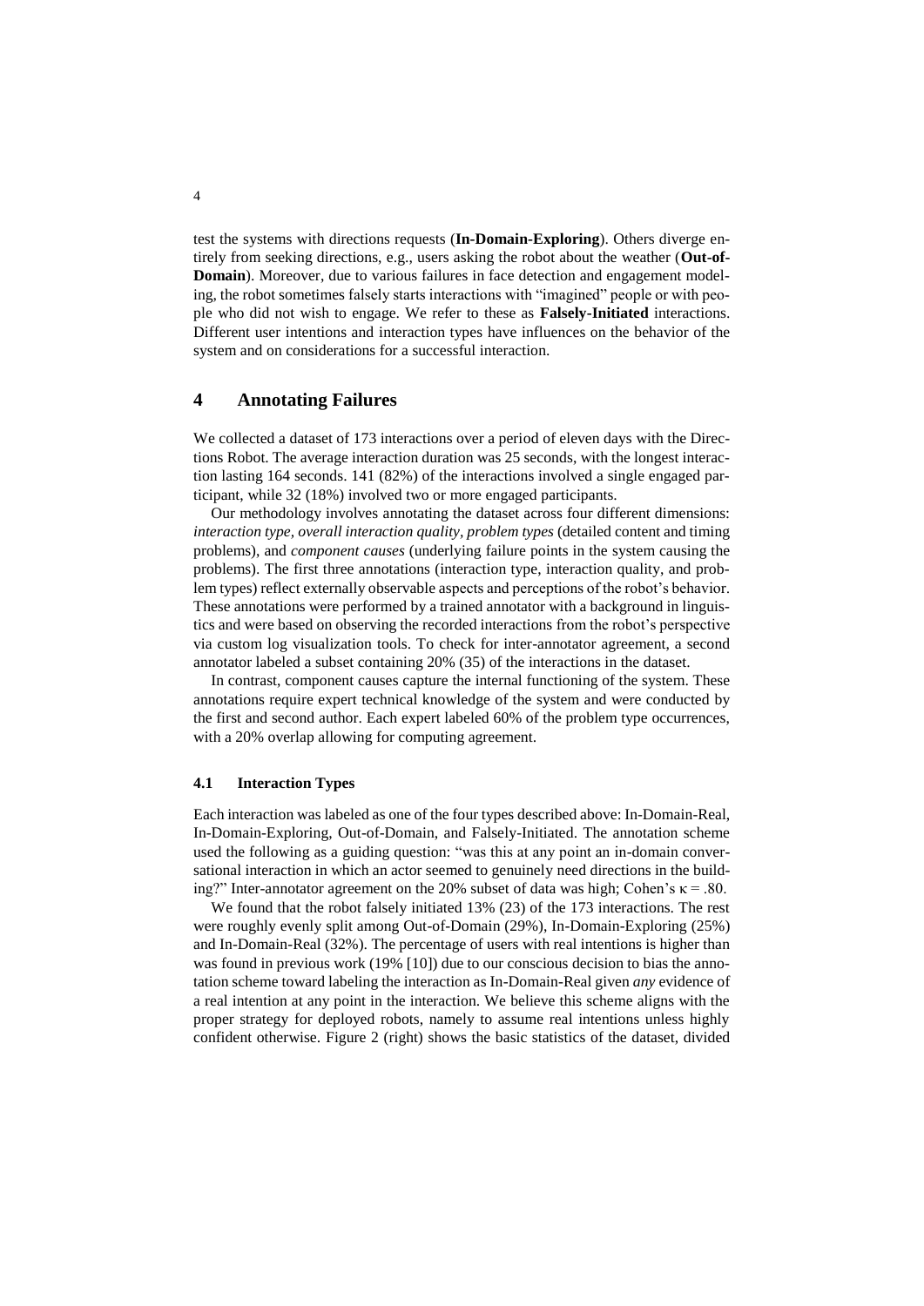test the systems with directions requests (**In-Domain-Exploring**). Others diverge entirely from seeking directions, e.g., users asking the robot about the weather (**Out-of-Domain**). Moreover, due to various failures in face detection and engagement modeling, the robot sometimes falsely starts interactions with "imagined" people or with people who did not wish to engage. We refer to these as **Falsely-Initiated** interactions. Different user intentions and interaction types have influences on the behavior of the system and on considerations for a successful interaction.

## 4 Annotating Failures

We collected a dataset of 173 interactions over a period of eleven days with the Directions Robot. The average interaction duration was 25 seconds, with the longest interaction lasting 164 seconds. 141 (82%) of the interactions involved a single engaged participant, while 32 (18%) involved two or more engaged participants.

Our methodology involves annotating the dataset across four different dimensions: *interaction type, overall interaction quality, problem types* (detailed content and timing problems), and *component causes* (underlying failure points in the system causing the problems). The first three annotations (interaction type, interaction quality, and problem types) reflect externally observable aspects and perceptions of the robot's behavior. These annotations were performed by a trained annotator with a background in linguistics and were based on observing the recorded interactions from the robot's perspective via custom log visualization tools. To check for inter-annotator agreement, a second annotator labeled a subset containing 20% (35) of the interactions in the dataset.

In contrast, component causes capture the internal functioning of the system. These annotations require expert technical knowledge of the system and were conducted by the first and second author. Each expert labeled 60% of the problem type occurrences, with a 20% overlap allowing for computing agreement.

### 4.1 Interaction Types

Each interaction was labeled as one of the four types described above: In-Domain-Real, In-Domain-Exploring, Out-of-Domain, and Falsely-Initiated. The annotation scheme used the following as a guiding question: "was this at any point an in-domain conversational interaction in which an actor seemed to genuinely need directions in the building?" Inter-annotator agreement on the 20% subset of data was high; Cohen's $\kappa = .80$.

We found that the robot falsely initiated 13% (23) of the 173 interactions. The rest were roughly evenly split among Out-of-Domain (29%), In-Domain-Exploring (25%) and In-Domain-Real (32%). The percentage of users with real intentions is higher than was found in previous work (19% [10]) due to our conscious decision to bias the annotation scheme toward labeling the interaction as In-Domain-Real given *any* evidence of a real intention at any point in the interaction. We believe this scheme aligns with the proper strategy for deployed robots, namely to assume real intentions unless highly confident otherwise. Figure 2 (right) shows the basic statistics of the dataset, divided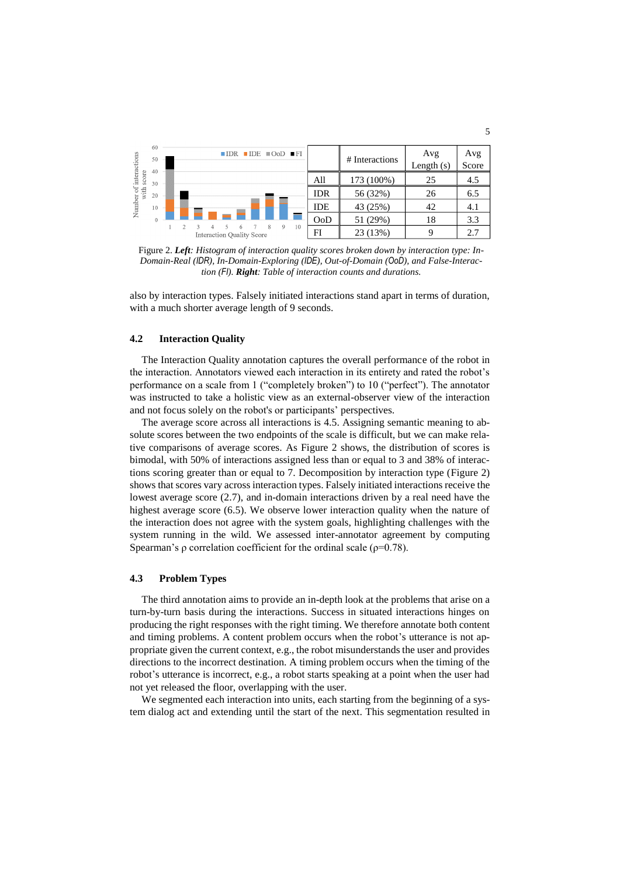| | # Interactions | Avg Length (s) | Avg Score |
|---|---|---|---|
| All | 173 (100%) | 25 | 4.5 |
| IDR | 56 (32%) | 26 | 6.5 |
| IDE | 43 (25%) | 42 | 4.1 |
| OoD | 51 (29%) | 18 | 3.3 |
| FI | 23 (13%) | 9 | 2.7 |

Figure 2. ***Left****: Histogram of interaction quality scores broken down by interaction type: In-Domain-Real (IDR), In-Domain-Exploring (IDE), Out-of-Domain (OoD), and False-Interaction (FI).* ***Right****: Table of interaction counts and durations.*

also by interaction types. Falsely initiated interactions stand apart in terms of duration, with a much shorter average length of 9 seconds.

### 4.2 Interaction Quality

The Interaction Quality annotation captures the overall performance of the robot in the interaction. Annotators viewed each interaction in its entirety and rated the robot's performance on a scale from 1 ("completely broken") to 10 ("perfect"). The annotator was instructed to take a holistic view as an external-observer view of the interaction and not focus solely on the robot's or participants' perspectives.

The average score across all interactions is 4.5. Assigning semantic meaning to absolute scores between the two endpoints of the scale is difficult, but we can make relative comparisons of average scores. As Figure 2 shows, the distribution of scores is bimodal, with 50% of interactions assigned less than or equal to 3 and 38% of interactions scoring greater than or equal to 7. Decomposition by interaction type (Figure 2) shows that scores vary across interaction types. Falsely initiated interactions receive the lowest average score (2.7), and in-domain interactions driven by a real need have the highest average score (6.5). We observe lower interaction quality when the nature of the interaction does not agree with the system goals, highlighting challenges with the system running in the wild. We assessed inter-annotator agreement by computing Spearman's $\rho$ correlation coefficient for the ordinal scale ($\rho$=0.78).

### 4.3 Problem Types

The third annotation aims to provide an in-depth look at the problems that arise on a turn-by-turn basis during the interactions. Success in situated interactions hinges on producing the right responses with the right timing. We therefore annotate both content and timing problems. A content problem occurs when the robot's utterance is not appropriate given the current context, e.g., the robot misunderstands the user and provides directions to the incorrect destination. A timing problem occurs when the timing of the robot's utterance is incorrect, e.g., a robot starts speaking at a point when the user had not yet released the floor, overlapping with the user.

We segmented each interaction into units, each starting from the beginning of a system dialog act and extending until the start of the next. This segmentation resulted in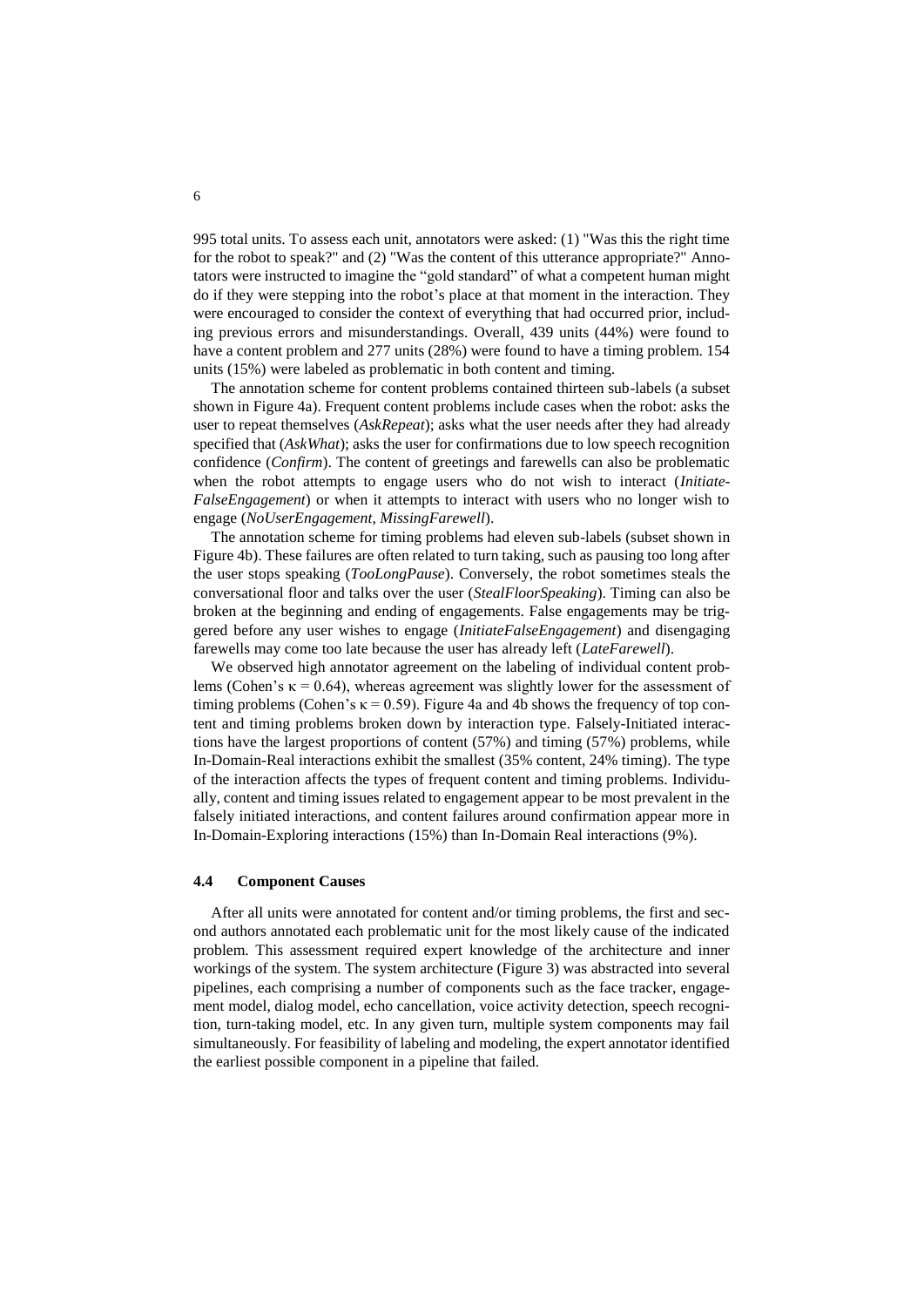995 total units. To assess each unit, annotators were asked: (1) "Was this the right time for the robot to speak?" and (2) "Was the content of this utterance appropriate?" Annotators were instructed to imagine the "gold standard" of what a competent human might do if they were stepping into the robot's place at that moment in the interaction. They were encouraged to consider the context of everything that had occurred prior, including previous errors and misunderstandings. Overall, 439 units (44%) were found to have a content problem and 277 units (28%) were found to have a timing problem. 154 units (15%) were labeled as problematic in both content and timing.

The annotation scheme for content problems contained thirteen sub-labels (a subset shown in Figure 4a). Frequent content problems include cases when the robot: asks the user to repeat themselves (*AskRepeat*); asks what the user needs after they had already specified that (*AskWhat*); asks the user for confirmations due to low speech recognition confidence (*Confirm*). The content of greetings and farewells can also be problematic when the robot attempts to engage users who do not wish to interact (*Initiate-FalseEngagement*) or when it attempts to interact with users who no longer wish to engage (*NoUserEngagement, MissingFarewell*).

The annotation scheme for timing problems had eleven sub-labels (subset shown in Figure 4b). These failures are often related to turn taking, such as pausing too long after the user stops speaking (*TooLongPause*). Conversely, the robot sometimes steals the conversational floor and talks over the user (*StealFloorSpeaking*). Timing can also be broken at the beginning and ending of engagements. False engagements may be triggered before any user wishes to engage (*InitiateFalseEngagement*) and disengaging farewells may come too late because the user has already left (*LateFarewell*).

We observed high annotator agreement on the labeling of individual content problems (Cohen's $\kappa = 0.64$), whereas agreement was slightly lower for the assessment of timing problems (Cohen's $\kappa = 0.59$). Figure 4a and 4b shows the frequency of top content and timing problems broken down by interaction type. Falsely-Initiated interactions have the largest proportions of content (57%) and timing (57%) problems, while In-Domain-Real interactions exhibit the smallest (35% content, 24% timing). The type of the interaction affects the types of frequent content and timing problems. Individually, content and timing issues related to engagement appear to be most prevalent in the falsely initiated interactions, and content failures around confirmation appear more in In-Domain-Exploring interactions (15%) than In-Domain Real interactions (9%).

### 4.4 Component Causes

After all units were annotated for content and/or timing problems, the first and second authors annotated each problematic unit for the most likely cause of the indicated problem. This assessment required expert knowledge of the architecture and inner workings of the system. The system architecture (Figure 3) was abstracted into several pipelines, each comprising a number of components such as the face tracker, engagement model, dialog model, echo cancellation, voice activity detection, speech recognition, turn-taking model, etc. In any given turn, multiple system components may fail simultaneously. For feasibility of labeling and modeling, the expert annotator identified the earliest possible component in a pipeline that failed.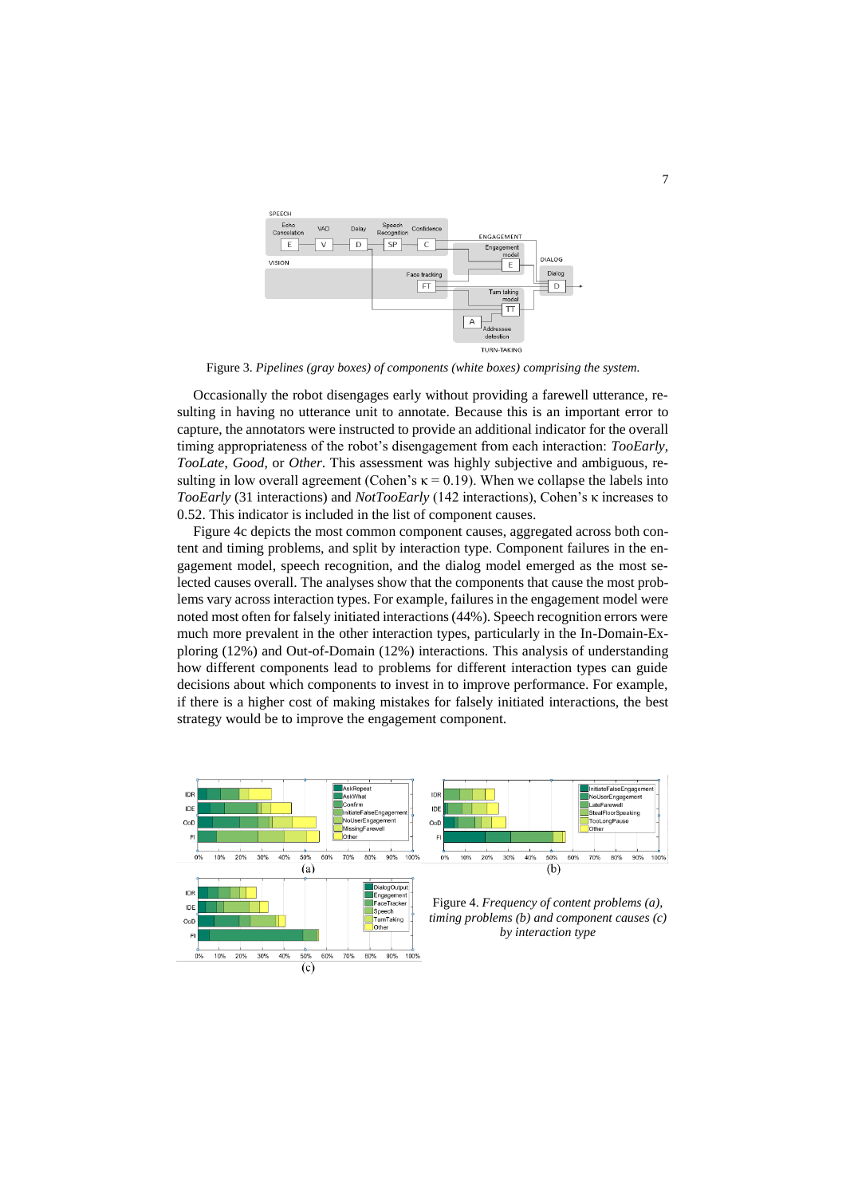Figure 3. *Pipelines (gray boxes) of components (white boxes) comprising the system.*

Occasionally the robot disengages early without providing a farewell utterance, resulting in having no utterance unit to annotate. Because this is an important error to capture, the annotators were instructed to provide an additional indicator for the overall timing appropriateness of the robot's disengagement from each interaction: *TooEarly*, *TooLate*, *Good*, or *Other*. This assessment was highly subjective and ambiguous, resulting in low overall agreement (Cohen's $\kappa = 0.19$). When we collapse the labels into *TooEarly* (31 interactions) and *NotTooEarly* (142 interactions), Cohen's $\kappa$ increases to 0.52. This indicator is included in the list of component causes.

Figure 4c depicts the most common component causes, aggregated across both content and timing problems, and split by interaction type. Component failures in the engagement model, speech recognition, and the dialog model emerged as the most selected causes overall. The analyses show that the components that cause the most problems vary across interaction types. For example, failures in the engagement model were noted most often for falsely initiated interactions (44%). Speech recognition errors were much more prevalent in the other interaction types, particularly in the In-Domain-Exploring (12%) and Out-of-Domain (12%) interactions. This analysis of understanding how different components lead to problems for different interaction types can guide decisions about which components to invest in to improve performance. For example, if there is a higher cost of making mistakes for falsely initiated interactions, the best strategy would be to improve the engagement component.

Figure 4. *Frequency of content problems (a), timing problems (b) and component causes (c) by interaction type*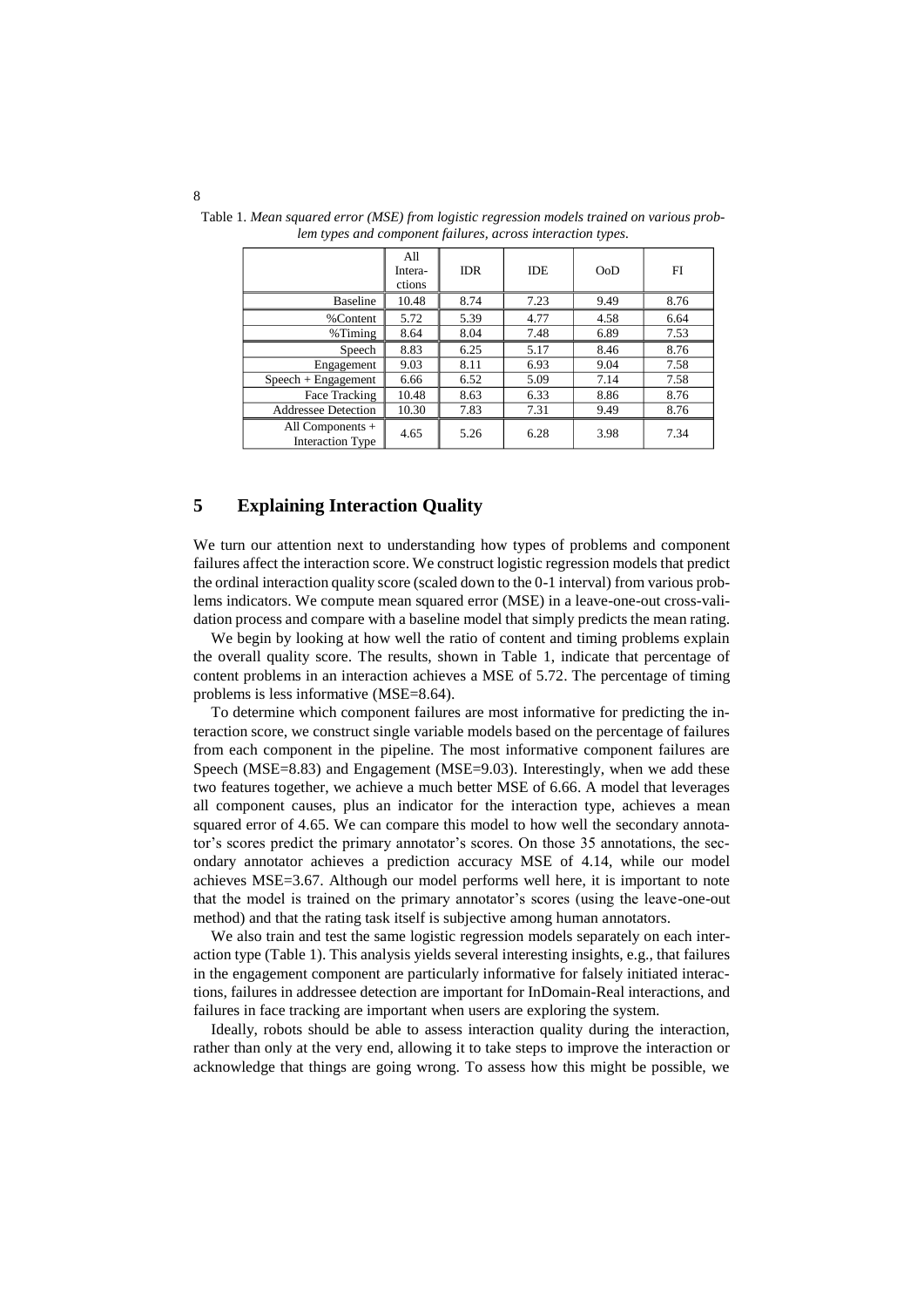Table 1. *Mean squared error (MSE) from logistic regression models trained on various problem types and component failures, across interaction types.*

| | All Interactions | IDR | IDE | OoD | FI |
|---|---|---|---|---|---|
| Baseline | 10.48 | 8.74 | 7.23 | 9.49 | 8.76 |
| %Content | 5.72 | 5.39 | 4.77 | 4.58 | 6.64 |
| %Timing | 8.64 | 8.04 | 7.48 | 6.89 | 7.53 |
| Speech | 8.83 | 6.25 | 5.17 | 8.46 | 8.76 |
| Engagement | 9.03 | 8.11 | 6.93 | 9.04 | 7.58 |
| Speech + Engagement | 6.66 | 6.52 | 5.09 | 7.14 | 7.58 |
| Face Tracking | 10.48 | 8.63 | 6.33 | 8.86 | 8.76 |
| Addressee Detection | 10.30 | 7.83 | 7.31 | 9.49 | 8.76 |
| All Components + Interaction Type | 4.65 | 5.26 | 6.28 | 3.98 | 7.34 |

## 5 Explaining Interaction Quality

We turn our attention next to understanding how types of problems and component failures affect the interaction score. We construct logistic regression models that predict the ordinal interaction quality score (scaled down to the 0-1 interval) from various problems indicators. We compute mean squared error (MSE) in a leave-one-out cross-validation process and compare with a baseline model that simply predicts the mean rating.

We begin by looking at how well the ratio of content and timing problems explain the overall quality score. The results, shown in Table 1, indicate that percentage of content problems in an interaction achieves a MSE of 5.72. The percentage of timing problems is less informative (MSE=8.64).

To determine which component failures are most informative for predicting the interaction score, we construct single variable models based on the percentage of failures from each component in the pipeline. The most informative component failures are Speech (MSE=8.83) and Engagement (MSE=9.03). Interestingly, when we add these two features together, we achieve a much better MSE of 6.66. A model that leverages all component causes, plus an indicator for the interaction type, achieves a mean squared error of 4.65. We can compare this model to how well the secondary annotator's scores predict the primary annotator's scores. On those 35 annotations, the secondary annotator achieves a prediction accuracy MSE of 4.14, while our model achieves MSE=3.67. Although our model performs well here, it is important to note that the model is trained on the primary annotator's scores (using the leave-one-out method) and that the rating task itself is subjective among human annotators.

We also train and test the same logistic regression models separately on each interaction type (Table 1). This analysis yields several interesting insights, e.g., that failures in the engagement component are particularly informative for falsely initiated interactions, failures in addressee detection are important for InDomain-Real interactions, and failures in face tracking are important when users are exploring the system.

Ideally, robots should be able to assess interaction quality during the interaction, rather than only at the very end, allowing it to take steps to improve the interaction or acknowledge that things are going wrong. To assess how this might be possible, we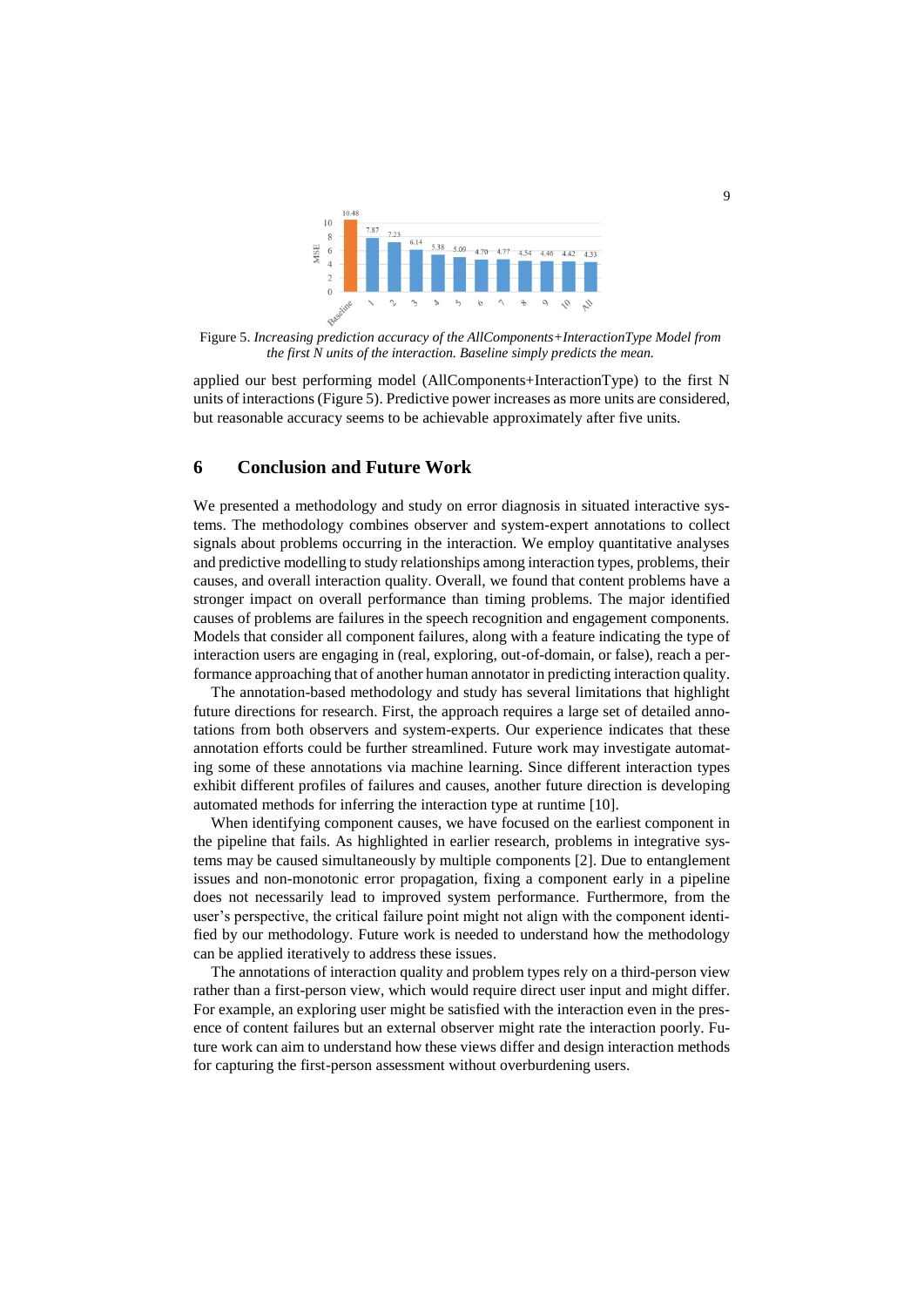Figure 5. *Increasing prediction accuracy of the AllComponents+InteractionType Model from the first N units of the interaction. Baseline simply predicts the mean.*

applied our best performing model (AllComponents+InteractionType) to the first N units of interactions (Figure 5). Predictive power increases as more units are considered, but reasonable accuracy seems to be achievable approximately after five units.

## 6 Conclusion and Future Work

We presented a methodology and study on error diagnosis in situated interactive systems. The methodology combines observer and system-expert annotations to collect signals about problems occurring in the interaction. We employ quantitative analyses and predictive modelling to study relationships among interaction types, problems, their causes, and overall interaction quality. Overall, we found that content problems have a stronger impact on overall performance than timing problems. The major identified causes of problems are failures in the speech recognition and engagement components. Models that consider all component failures, along with a feature indicating the type of interaction users are engaging in (real, exploring, out-of-domain, or false), reach a performance approaching that of another human annotator in predicting interaction quality.

The annotation-based methodology and study has several limitations that highlight future directions for research. First, the approach requires a large set of detailed annotations from both observers and system-experts. Our experience indicates that these annotation efforts could be further streamlined. Future work may investigate automating some of these annotations via machine learning. Since different interaction types exhibit different profiles of failures and causes, another future direction is developing automated methods for inferring the interaction type at runtime [10].

When identifying component causes, we have focused on the earliest component in the pipeline that fails. As highlighted in earlier research, problems in integrative systems may be caused simultaneously by multiple components [2]. Due to entanglement issues and non-monotonic error propagation, fixing a component early in a pipeline does not necessarily lead to improved system performance. Furthermore, from the user's perspective, the critical failure point might not align with the component identified by our methodology. Future work is needed to understand how the methodology can be applied iteratively to address these issues.

The annotations of interaction quality and problem types rely on a third-person view rather than a first-person view, which would require direct user input and might differ. For example, an exploring user might be satisfied with the interaction even in the presence of content failures but an external observer might rate the interaction poorly. Future work can aim to understand how these views differ and design interaction methods for capturing the first-person assessment without overburdening users.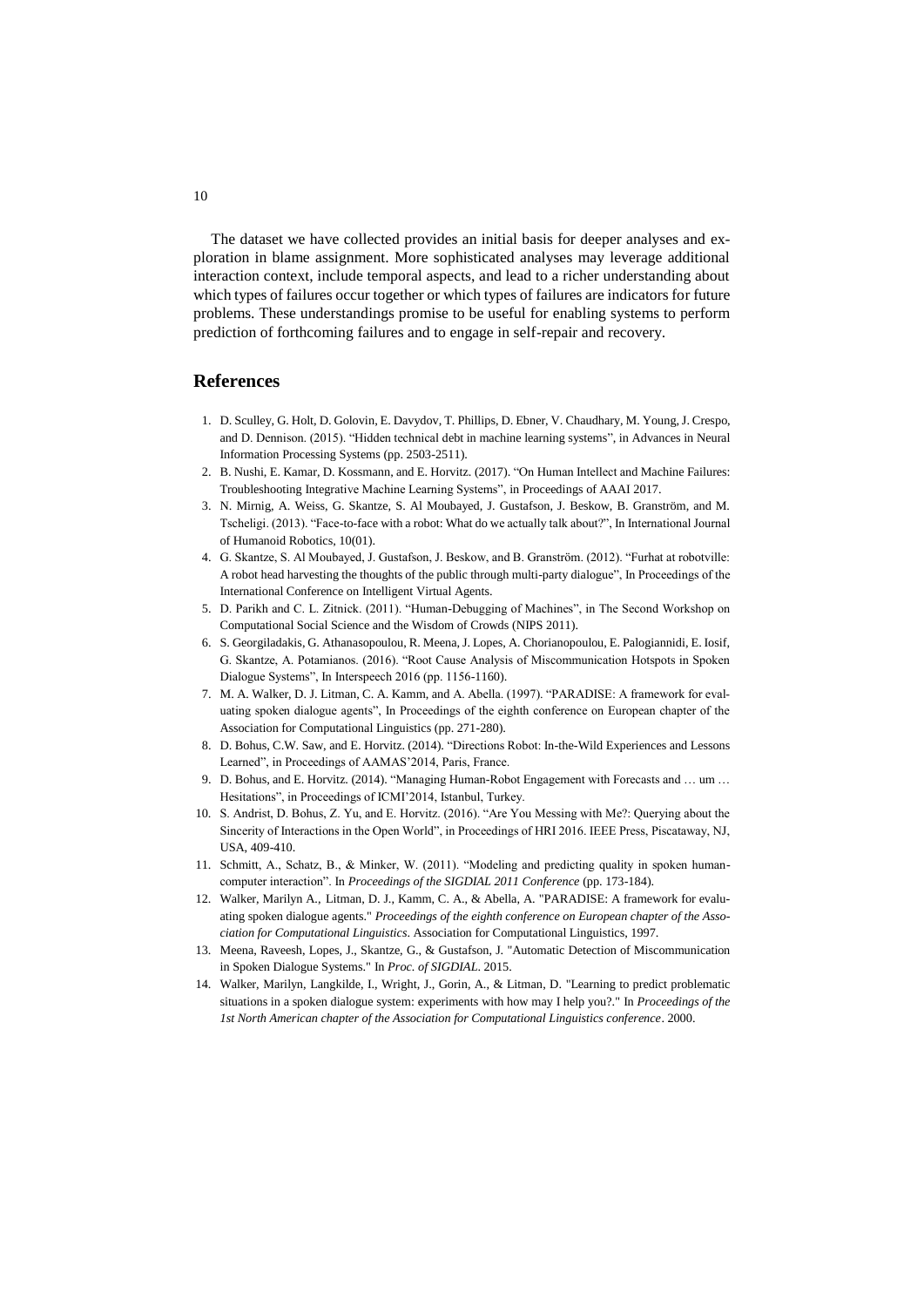The dataset we have collected provides an initial basis for deeper analyses and exploration in blame assignment. More sophisticated analyses may leverage additional interaction context, include temporal aspects, and lead to a richer understanding about which types of failures occur together or which types of failures are indicators for future problems. These understandings promise to be useful for enabling systems to perform prediction of forthcoming failures and to engage in self-repair and recovery.

## References

1. D. Sculley, G. Holt, D. Golovin, E. Davydov, T. Phillips, D. Ebner, V. Chaudhary, M. Young, J. Crespo, and D. Dennison. (2015). "Hidden technical debt in machine learning systems", in Advances in Neural Information Processing Systems (pp. 2503-2511).
2. B. Nushi, E. Kamar, D. Kossmann, and E. Horvitz. (2017). "On Human Intellect and Machine Failures: Troubleshooting Integrative Machine Learning Systems", in Proceedings of AAAI 2017.
3. N. Mirnig, A. Weiss, G. Skantze, S. Al Moubayed, J. Gustafson, J. Beskow, B. Granström, and M. Tscheligi. (2013). "Face-to-face with a robot: What do we actually talk about?", In International Journal of Humanoid Robotics, 10(01).
4. G. Skantze, S. Al Moubayed, J. Gustafson, J. Beskow, and B. Granström. (2012). "Furhat at robotville: A robot head harvesting the thoughts of the public through multi-party dialogue", In Proceedings of the International Conference on Intelligent Virtual Agents.
5. D. Parikh and C. L. Zitnick. (2011). "Human-Debugging of Machines", in The Second Workshop on Computational Social Science and the Wisdom of Crowds (NIPS 2011).
6. S. Georgiladakis, G. Athanasopoulou, R. Meena, J. Lopes, A. Chorianopoulou, E. Palogiannidi, E. Iosif, G. Skantze, A. Potamianos. (2016). "Root Cause Analysis of Miscommunication Hotspots in Spoken Dialogue Systems", In Interspeech 2016 (pp. 1156-1160).
7. M. A. Walker, D. J. Litman, C. A. Kamm, and A. Abella. (1997). "PARADISE: A framework for evaluating spoken dialogue agents", In Proceedings of the eighth conference on European chapter of the Association for Computational Linguistics (pp. 271-280).
8. D. Bohus, C.W. Saw, and E. Horvitz. (2014). "Directions Robot: In-the-Wild Experiences and Lessons Learned", in Proceedings of AAMAS'2014, Paris, France.
9. D. Bohus, and E. Horvitz. (2014). "Managing Human-Robot Engagement with Forecasts and … um … Hesitations", in Proceedings of ICMI'2014, Istanbul, Turkey.
10. S. Andrist, D. Bohus, Z. Yu, and E. Horvitz. (2016). "Are You Messing with Me?: Querying about the Sincerity of Interactions in the Open World", in Proceedings of HRI 2016. IEEE Press, Piscataway, NJ, USA, 409-410.
11. Schmitt, A., Schatz, B., & Minker, W. (2011). "Modeling and predicting quality in spoken human-computer interaction". In *Proceedings of the SIGDIAL 2011 Conference* (pp. 173-184).
12. Walker, Marilyn A., Litman, D. J., Kamm, C. A., & Abella, A. "PARADISE: A framework for evaluating spoken dialogue agents." *Proceedings of the eighth conference on European chapter of the Association for Computational Linguistics*. Association for Computational Linguistics, 1997.
13. Meena, Raveesh, Lopes, J., Skantze, G., & Gustafson, J. "Automatic Detection of Miscommunication in Spoken Dialogue Systems." In *Proc. of SIGDIAL*. 2015.
14. Walker, Marilyn, Langkilde, I., Wright, J., Gorin, A., & Litman, D. "Learning to predict problematic situations in a spoken dialogue system: experiments with how may I help you?." In *Proceedings of the 1st North American chapter of the Association for Computational Linguistics conference*. 2000.